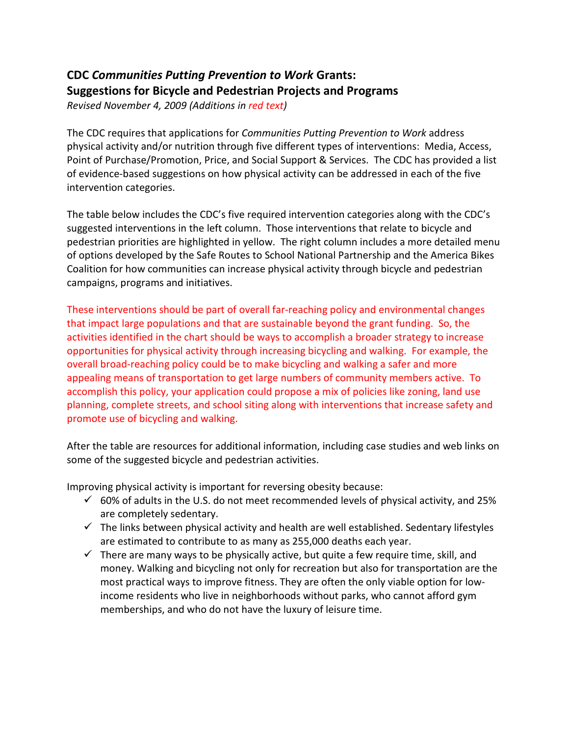# CDC *Communities Putting Prevention to Work* Grants: Suggestions for Bicycle and Pedestrian Projects and Programs

*Revised November 4, 2009 (Additions in red text)*

The CDC requires that applications for *Communities Putting Prevention to Work* address physical activity and/or nutrition through five different types of interventions: Media, Access, Point of Purchase/Promotion, Price, and Social Support & Services. The CDC has provided a list of evidence-based suggestions on how physical activity can be addressed in each of the five intervention categories.

The table below includes the CDC's five required intervention categories along with the CDC's suggested interventions in the left column. Those interventions that relate to bicycle and pedestrian priorities are highlighted in yellow. The right column includes a more detailed menu of options developed by the Safe Routes to School National Partnership and the America Bikes Coalition for how communities can increase physical activity through bicycle and pedestrian campaigns, programs and initiatives.

These interventions should be part of overall far-reaching policy and environmental changes that impact large populations and that are sustainable beyond the grant funding. So, the activities identified in the chart should be ways to accomplish a broader strategy to increase opportunities for physical activity through increasing bicycling and walking. For example, the overall broad-reaching policy could be to make bicycling and walking a safer and more appealing means of transportation to get large numbers of community members active. To accomplish this policy, your application could propose a mix of policies like zoning, land use planning, complete streets, and school siting along with interventions that increase safety and promote use of bicycling and walking.

After the table are resources for additional information, including case studies and web links on some of the suggested bicycle and pedestrian activities.

Improving physical activity is important for reversing obesity because:

- ✓ 60% of adults in the U.S. do not meet recommended levels of physical activity, and 25% are completely sedentary.
- ✓ The links between physical activity and health are well established. Sedentary lifestyles are estimated to contribute to as many as 255,000 deaths each year.
- ✓ There are many ways to be physically active, but quite a few require time, skill, and money. Walking and bicycling not only for recreation but also for transportation are the most practical ways to improve fitness. They are often the only viable option for low-income residents who live in neighborhoods without parks, who cannot afford gym memberships, and who do not have the luxury of leisure time.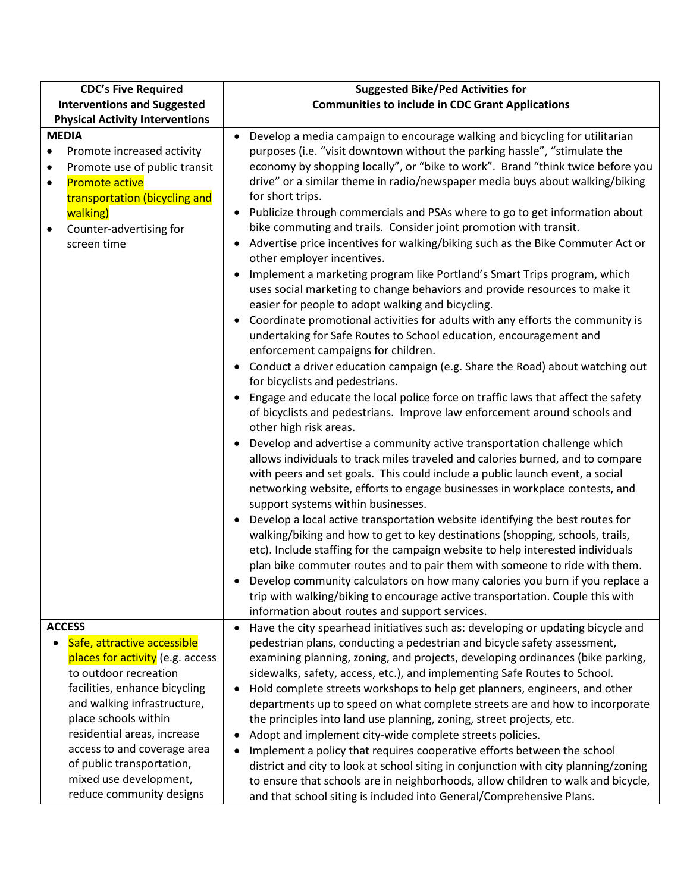| CDC's Five Required Interventions and Suggested Physical Activity Interventions | Suggested Bike/Ped Activities for Communities to include in CDC Grant Applications |
|---|---|
| **MEDIA**<br>• Promote increased activity<br>• Promote use of public transit<br>• Promote active transportation (bicycling and walking)<br>• Counter-advertising for screen time | • Develop a media campaign to encourage walking and bicycling for utilitarian purposes (i.e. "visit downtown without the parking hassle", "stimulate the economy by shopping locally", or "bike to work". Brand "think twice before you drive" or a similar theme in radio/newspaper media buys about walking/biking for short trips.<br>• Publicize through commercials and PSAs where to go to get information about bike commuting and trails. Consider joint promotion with transit.<br>• Advertise price incentives for walking/biking such as the Bike Commuter Act or other employer incentives.<br>• Implement a marketing program like Portland's Smart Trips program, which uses social marketing to change behaviors and provide resources to make it easier for people to adopt walking and bicycling.<br>• Coordinate promotional activities for adults with any efforts the community is undertaking for Safe Routes to School education, encouragement and enforcement campaigns for children.<br>• Conduct a driver education campaign (e.g. Share the Road) about watching out for bicyclists and pedestrians.<br>• Engage and educate the local police force on traffic laws that affect the safety of bicyclists and pedestrians. Improve law enforcement around schools and other high risk areas.<br>• Develop and advertise a community active transportation challenge which allows individuals to track miles traveled and calories burned, and to compare with peers and set goals. This could include a public launch event, a social networking website, efforts to engage businesses in workplace contests, and support systems within businesses.<br>• Develop a local active transportation website identifying the best routes for walking/biking and how to get to key destinations (shopping, schools, trails, etc). Include staffing for the campaign website to help interested individuals plan bike commuter routes and to pair them with someone to ride with them.<br>• Develop community calculators on how many calories you burn if you replace a trip with walking/biking to encourage active transportation. Couple this with information about routes and support services. |
| **ACCESS**<br>• Safe, attractive accessible places for activity (e.g. access to outdoor recreation facilities, enhance bicycling and walking infrastructure, place schools within residential areas, increase access to and coverage area of public transportation, mixed use development, reduce community designs | • Have the city spearhead initiatives such as: developing or updating bicycle and pedestrian plans, conducting a pedestrian and bicycle safety assessment, examining planning, zoning, and projects, developing ordinances (bike parking, sidewalks, safety, access, etc.), and implementing Safe Routes to School.<br>• Hold complete streets workshops to help get planners, engineers, and other departments up to speed on what complete streets are and how to incorporate the principles into land use planning, zoning, street projects, etc.<br>• Adopt and implement city-wide complete streets policies.<br>• Implement a policy that requires cooperative efforts between the school district and city to look at school siting in conjunction with city planning/zoning to ensure that schools are in neighborhoods, allow children to walk and bicycle, and that school siting is included into General/Comprehensive Plans. |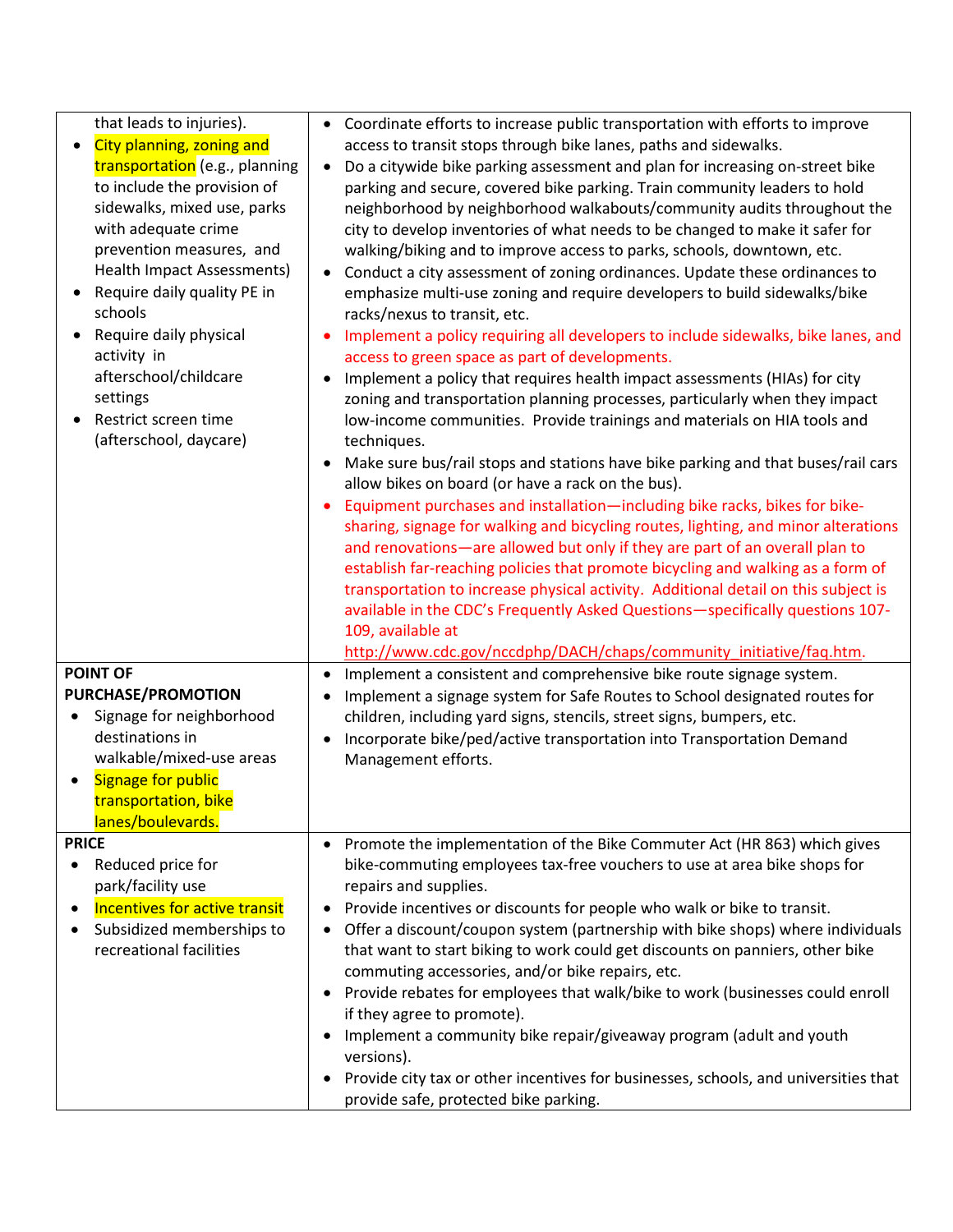| | |
|---|---|
| that leads to injuries).<br>• City planning, zoning and transportation (e.g., planning to include the provision of sidewalks, mixed use, parks with adequate crime prevention measures, and Health Impact Assessments)<br>• Require daily quality PE in schools<br>• Require daily physical activity in afterschool/childcare settings<br>• Restrict screen time (afterschool, daycare) | • Coordinate efforts to increase public transportation with efforts to improve access to transit stops through bike lanes, paths and sidewalks.<br>• Do a citywide bike parking assessment and plan for increasing on-street bike parking and secure, covered bike parking. Train community leaders to hold neighborhood by neighborhood walkabouts/community audits throughout the city to develop inventories of what needs to be changed to make it safer for walking/biking and to improve access to parks, schools, downtown, etc.<br>• Conduct a city assessment of zoning ordinances. Update these ordinances to emphasize multi-use zoning and require developers to build sidewalks/bike racks/nexus to transit, etc.<br>• Implement a policy requiring all developers to include sidewalks, bike lanes, and access to green space as part of developments.<br>• Implement a policy that requires health impact assessments (HIAs) for city zoning and transportation planning processes, particularly when they impact low-income communities. Provide trainings and materials on HIA tools and techniques.<br>• Make sure bus/rail stops and stations have bike parking and that buses/rail cars allow bikes on board (or have a rack on the bus).<br>• Equipment purchases and installation—including bike racks, bikes for bike-sharing, signage for walking and bicycling routes, lighting, and minor alterations and renovations—are allowed but only if they are part of an overall plan to establish far-reaching policies that promote bicycling and walking as a form of transportation to increase physical activity. Additional detail on this subject is available in the CDC's Frequently Asked Questions—specifically questions 107-109, available at http://www.cdc.gov/nccdphp/DACH/chaps/community_initiative/faq.htm. |
| **POINT OF PURCHASE/PROMOTION**<br>• Signage for neighborhood destinations in walkable/mixed-use areas<br>• Signage for public transportation, bike lanes/boulevards. | • Implement a consistent and comprehensive bike route signage system.<br>• Implement a signage system for Safe Routes to School designated routes for children, including yard signs, stencils, street signs, bumpers, etc.<br>• Incorporate bike/ped/active transportation into Transportation Demand Management efforts. |
| **PRICE**<br>• Reduced price for park/facility use<br>• Incentives for active transit<br>• Subsidized memberships to recreational facilities | • Promote the implementation of the Bike Commuter Act (HR 863) which gives bike-commuting employees tax-free vouchers to use at area bike shops for repairs and supplies.<br>• Provide incentives or discounts for people who walk or bike to transit.<br>• Offer a discount/coupon system (partnership with bike shops) where individuals that want to start biking to work could get discounts on panniers, other bike commuting accessories, and/or bike repairs, etc.<br>• Provide rebates for employees that walk/bike to work (businesses could enroll if they agree to promote).<br>• Implement a community bike repair/giveaway program (adult and youth versions).<br>• Provide city tax or other incentives for businesses, schools, and universities that provide safe, protected bike parking. |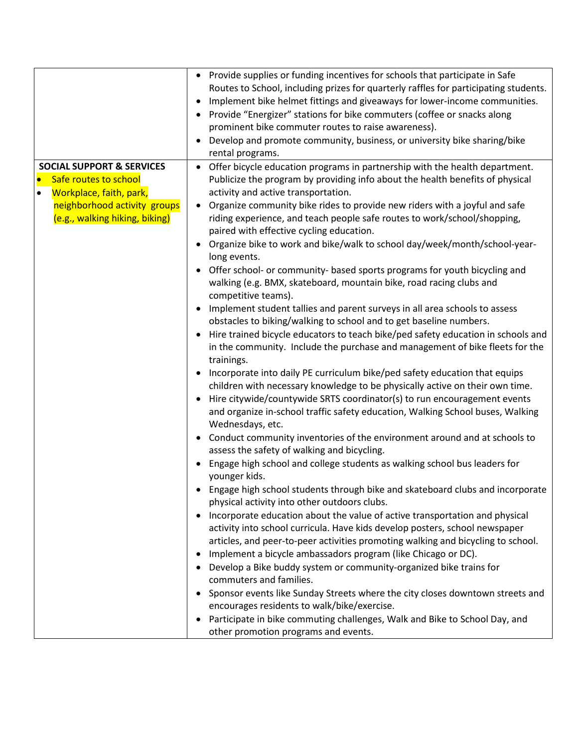| | |
|---|---|
| | • Provide supplies or funding incentives for schools that participate in Safe Routes to School, including prizes for quarterly raffles for participating students.<br>• Implement bike helmet fittings and giveaways for lower-income communities.<br>• Provide "Energizer" stations for bike commuters (coffee or snacks along prominent bike commuter routes to raise awareness).<br>• Develop and promote community, business, or university bike sharing/bike rental programs. |
| **SOCIAL SUPPORT & SERVICES**<br>• Safe routes to school<br>• Workplace, faith, park, neighborhood activity groups (e.g., walking hiking, biking) | • Offer bicycle education programs in partnership with the health department. Publicize the program by providing info about the health benefits of physical activity and active transportation.<br>• Organize community bike rides to provide new riders with a joyful and safe riding experience, and teach people safe routes to work/school/shopping, paired with effective cycling education.<br>• Organize bike to work and bike/walk to school day/week/month/school-year-long events.<br>• Offer school- or community- based sports programs for youth bicycling and walking (e.g. BMX, skateboard, mountain bike, road racing clubs and competitive teams).<br>• Implement student tallies and parent surveys in all area schools to assess obstacles to biking/walking to school and to get baseline numbers.<br>• Hire trained bicycle educators to teach bike/ped safety education in schools and in the community. Include the purchase and management of bike fleets for the trainings.<br>• Incorporate into daily PE curriculum bike/ped safety education that equips children with necessary knowledge to be physically active on their own time.<br>• Hire citywide/countywide SRTS coordinator(s) to run encouragement events and organize in-school traffic safety education, Walking School buses, Walking Wednesdays, etc.<br>• Conduct community inventories of the environment around and at schools to assess the safety of walking and bicycling.<br>• Engage high school and college students as walking school bus leaders for younger kids.<br>• Engage high school students through bike and skateboard clubs and incorporate physical activity into other outdoors clubs.<br>• Incorporate education about the value of active transportation and physical activity into school curricula. Have kids develop posters, school newspaper articles, and peer-to-peer activities promoting walking and bicycling to school.<br>• Implement a bicycle ambassadors program (like Chicago or DC).<br>• Develop a Bike buddy system or community-organized bike trains for commuters and families.<br>• Sponsor events like Sunday Streets where the city closes downtown streets and encourages residents to walk/bike/exercise.<br>• Participate in bike commuting challenges, Walk and Bike to School Day, and other promotion programs and events. |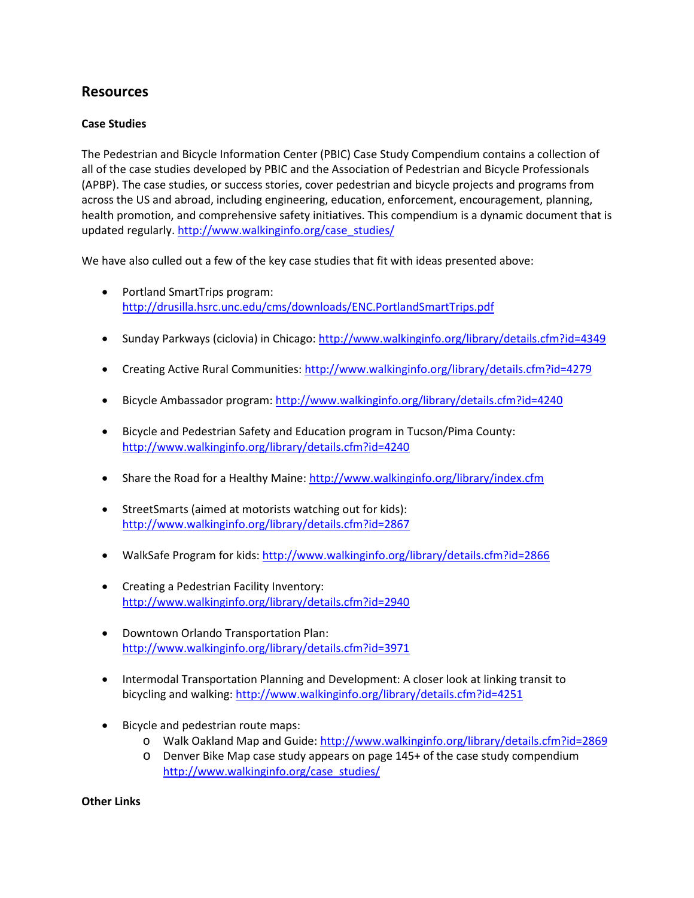## Resources

### Case Studies

The Pedestrian and Bicycle Information Center (PBIC) Case Study Compendium contains a collection of all of the case studies developed by PBIC and the Association of Pedestrian and Bicycle Professionals (APBP). The case studies, or success stories, cover pedestrian and bicycle projects and programs from across the US and abroad, including engineering, education, enforcement, encouragement, planning, health promotion, and comprehensive safety initiatives. This compendium is a dynamic document that is updated regularly. http://www.walkinginfo.org/case_studies/

We have also culled out a few of the key case studies that fit with ideas presented above:

- Portland SmartTrips program: http://drusilla.hsrc.unc.edu/cms/downloads/ENC.PortlandSmartTrips.pdf
- Sunday Parkways (ciclovia) in Chicago: http://www.walkinginfo.org/library/details.cfm?id=4349
- Creating Active Rural Communities: http://www.walkinginfo.org/library/details.cfm?id=4279
- Bicycle Ambassador program: http://www.walkinginfo.org/library/details.cfm?id=4240
- Bicycle and Pedestrian Safety and Education program in Tucson/Pima County: http://www.walkinginfo.org/library/details.cfm?id=4240
- Share the Road for a Healthy Maine: http://www.walkinginfo.org/library/index.cfm
- StreetSmarts (aimed at motorists watching out for kids): http://www.walkinginfo.org/library/details.cfm?id=2867
- WalkSafe Program for kids: http://www.walkinginfo.org/library/details.cfm?id=2866
- Creating a Pedestrian Facility Inventory: http://www.walkinginfo.org/library/details.cfm?id=2940
- Downtown Orlando Transportation Plan: http://www.walkinginfo.org/library/details.cfm?id=3971
- Intermodal Transportation Planning and Development: A closer look at linking transit to bicycling and walking: http://www.walkinginfo.org/library/details.cfm?id=4251
- Bicycle and pedestrian route maps:
  - Walk Oakland Map and Guide: http://www.walkinginfo.org/library/details.cfm?id=2869
  - Denver Bike Map case study appears on page 145+ of the case study compendium http://www.walkinginfo.org/case_studies/

### Other Links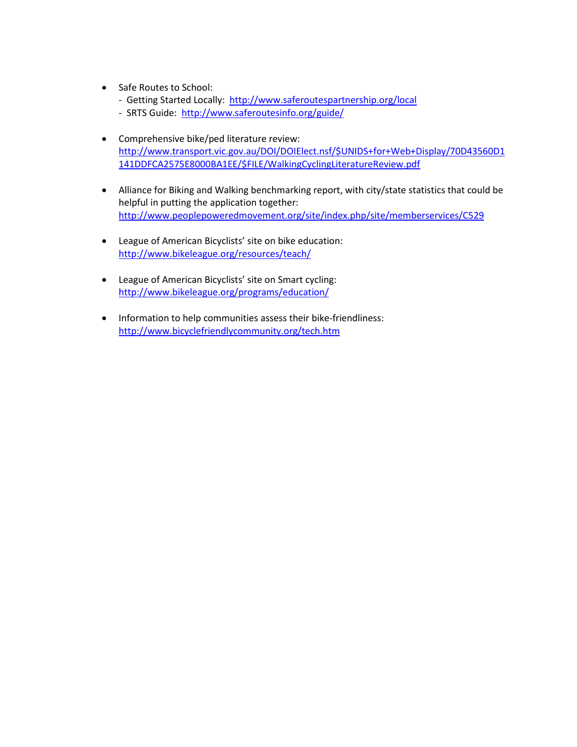- Safe Routes to School:
  - Getting Started Locally: http://www.saferoutespartnership.org/local
  - SRTS Guide: http://www.saferoutesinfo.org/guide/

- Comprehensive bike/ped literature review: http://www.transport.vic.gov.au/DOI/DOIElect.nsf/$UNIDS+for+Web+Display/70D43560D1141DDFCA2575E8000BA1EE/$FILE/WalkingCyclingLiteratureReview.pdf

- Alliance for Biking and Walking benchmarking report, with city/state statistics that could be helpful in putting the application together: http://www.peoplepoweredmovement.org/site/index.php/site/memberservices/C529

- League of American Bicyclists' site on bike education: http://www.bikeleague.org/resources/teach/

- League of American Bicyclists' site on Smart cycling: http://www.bikeleague.org/programs/education/

- Information to help communities assess their bike-friendliness: http://www.bicyclefriendlycommunity.org/tech.htm